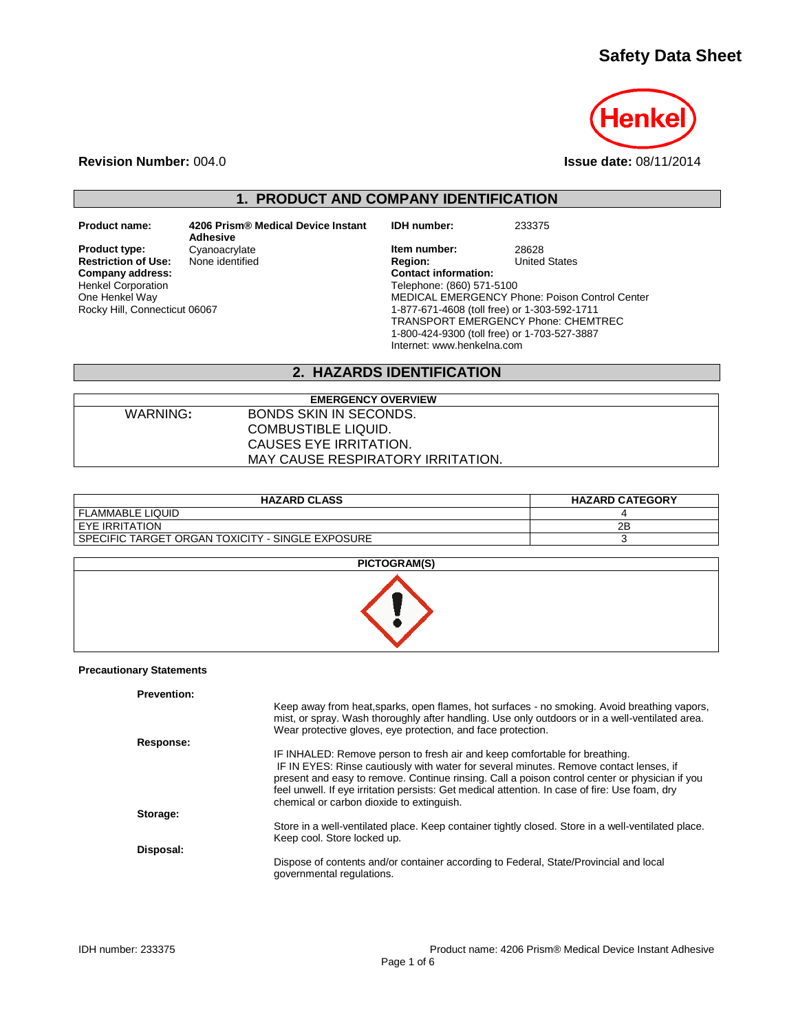# Safety Data Sheet

**Revision Number:** 004.0

**Issue date:** 08/11/2014

## 1. PRODUCT AND COMPANY IDENTIFICATION

**Product name:** 4206 Prism® Medical Device Instant Adhesive
**Product type:** Cyanoacrylate
**Restriction of Use:** None identified
**Company address:**
Henkel Corporation
One Henkel Way
Rocky Hill, Connecticut 06067

**IDH number:** 233375
**Item number:** 28628
**Region:** United States
**Contact information:**
Telephone: (860) 571-5100
MEDICAL EMERGENCY Phone: Poison Control Center
1-877-671-4608 (toll free) or 1-303-592-1711
TRANSPORT EMERGENCY Phone: CHEMTREC
1-800-424-9300 (toll free) or 1-703-527-3887
Internet: www.henkelna.com

## 2. HAZARDS IDENTIFICATION

| EMERGENCY OVERVIEW | |
|---|---|
| WARNING: | BONDS SKIN IN SECONDS.<br>COMBUSTIBLE LIQUID.<br>CAUSES EYE IRRITATION.<br>MAY CAUSE RESPIRATORY IRRITATION. |

| HAZARD CLASS | HAZARD CATEGORY |
|---|---|
| FLAMMABLE LIQUID | 4 |
| EYE IRRITATION | 2B |
| SPECIFIC TARGET ORGAN TOXICITY - SINGLE EXPOSURE | 3 |

**PICTOGRAM(S)**

**Precautionary Statements**

**Prevention:**

Keep away from heat,sparks, open flames, hot surfaces - no smoking. Avoid breathing vapors, mist, or spray. Wash thoroughly after handling. Use only outdoors or in a well-ventilated area. Wear protective gloves, eye protection, and face protection.

**Response:**

IF INHALED: Remove person to fresh air and keep comfortable for breathing.
IF IN EYES: Rinse cautiously with water for several minutes. Remove contact lenses, if present and easy to remove. Continue rinsing. Call a poison control center or physician if you feel unwell. If eye irritation persists: Get medical attention. In case of fire: Use foam, dry chemical or carbon dioxide to extinguish.

**Storage:**

Store in a well-ventilated place. Keep container tightly closed. Store in a well-ventilated place. Keep cool. Store locked up.

**Disposal:**

Dispose of contents and/or container according to Federal, State/Provincial and local governmental regulations.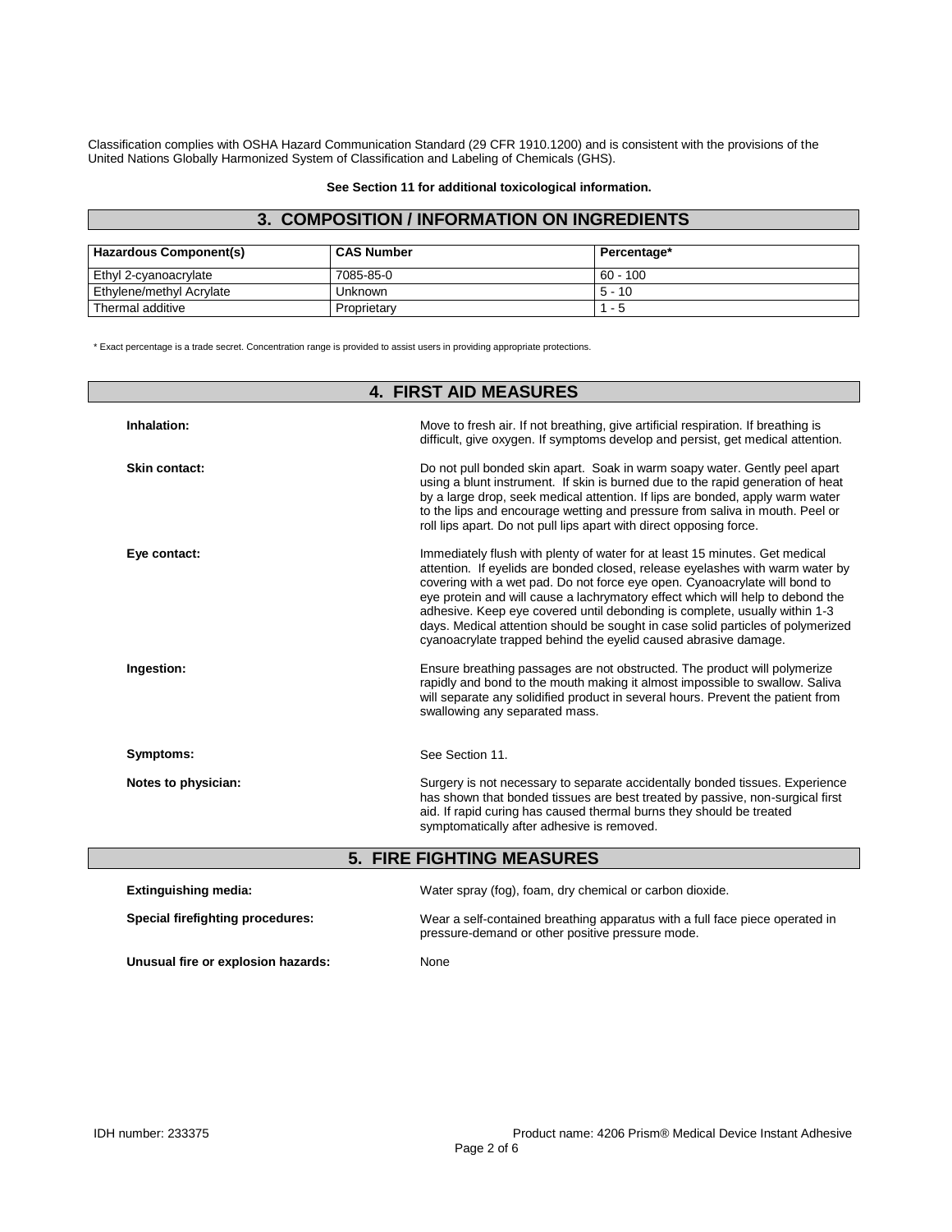Classification complies with OSHA Hazard Communication Standard (29 CFR 1910.1200) and is consistent with the provisions of the United Nations Globally Harmonized System of Classification and Labeling of Chemicals (GHS).

**See Section 11 for additional toxicological information.**

## 3. COMPOSITION / INFORMATION ON INGREDIENTS

| Hazardous Component(s) | CAS Number | Percentage* |
|---|---|---|
| Ethyl 2-cyanoacrylate | 7085-85-0 | 60 - 100 |
| Ethylene/methyl Acrylate | Unknown | 5 - 10 |
| Thermal additive | Proprietary | 1 - 5 |

* Exact percentage is a trade secret. Concentration range is provided to assist users in providing appropriate protections.

## 4. FIRST AID MEASURES

**Inhalation:** Move to fresh air. If not breathing, give artificial respiration. If breathing is difficult, give oxygen. If symptoms develop and persist, get medical attention.

**Skin contact:** Do not pull bonded skin apart. Soak in warm soapy water. Gently peel apart using a blunt instrument. If skin is burned due to the rapid generation of heat by a large drop, seek medical attention. If lips are bonded, apply warm water to the lips and encourage wetting and pressure from saliva in mouth. Peel or roll lips apart. Do not pull lips apart with direct opposing force.

**Eye contact:** Immediately flush with plenty of water for at least 15 minutes. Get medical attention. If eyelids are bonded closed, release eyelashes with warm water by covering with a wet pad. Do not force eye open. Cyanoacrylate will bond to eye protein and will cause a lachrymatory effect which will help to debond the adhesive. Keep eye covered until debonding is complete, usually within 1-3 days. Medical attention should be sought in case solid particles of polymerized cyanoacrylate trapped behind the eyelid caused abrasive damage.

**Ingestion:** Ensure breathing passages are not obstructed. The product will polymerize rapidly and bond to the mouth making it almost impossible to swallow. Saliva will separate any solidified product in several hours. Prevent the patient from swallowing any separated mass.

**Symptoms:** See Section 11.

**Notes to physician:** Surgery is not necessary to separate accidentally bonded tissues. Experience has shown that bonded tissues are best treated by passive, non-surgical first aid. If rapid curing has caused thermal burns they should be treated symptomatically after adhesive is removed.

## 5. FIRE FIGHTING MEASURES

**Extinguishing media:** Water spray (fog), foam, dry chemical or carbon dioxide.

**Special firefighting procedures:** Wear a self-contained breathing apparatus with a full face piece operated in pressure-demand or other positive pressure mode.

**Unusual fire or explosion hazards:** None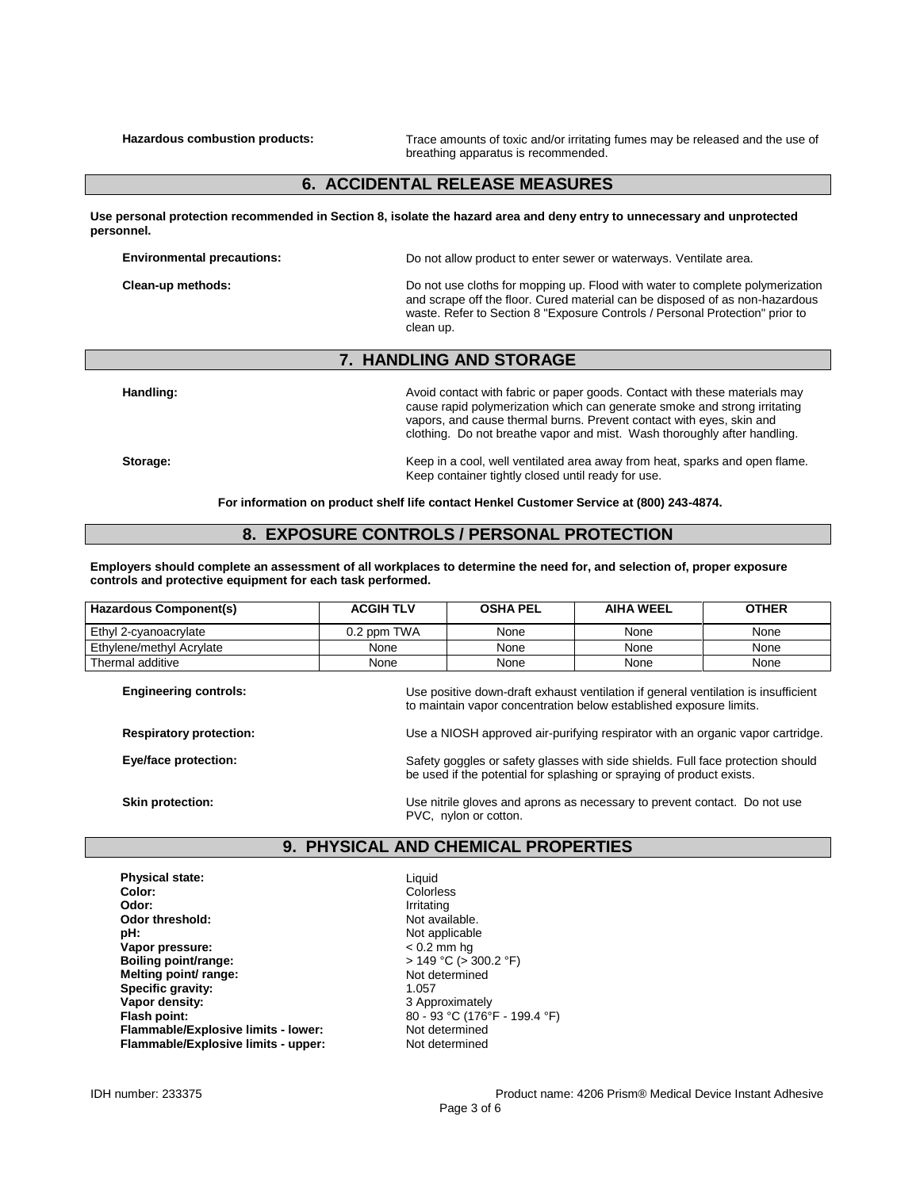**Hazardous combustion products:** Trace amounts of toxic and/or irritating fumes may be released and the use of breathing apparatus is recommended.

## 6. ACCIDENTAL RELEASE MEASURES

**Use personal protection recommended in Section 8, isolate the hazard area and deny entry to unnecessary and unprotected personnel.**

**Environmental precautions:** Do not allow product to enter sewer or waterways. Ventilate area.

**Clean-up methods:** Do not use cloths for mopping up. Flood with water to complete polymerization and scrape off the floor. Cured material can be disposed of as non-hazardous waste. Refer to Section 8 "Exposure Controls / Personal Protection" prior to clean up.

## 7. HANDLING AND STORAGE

**Handling:** Avoid contact with fabric or paper goods. Contact with these materials may cause rapid polymerization which can generate smoke and strong irritating vapors, and cause thermal burns. Prevent contact with eyes, skin and clothing. Do not breathe vapor and mist. Wash thoroughly after handling.

**Storage:** Keep in a cool, well ventilated area away from heat, sparks and open flame. Keep container tightly closed until ready for use.

**For information on product shelf life contact Henkel Customer Service at (800) 243-4874.**

## 8. EXPOSURE CONTROLS / PERSONAL PROTECTION

**Employers should complete an assessment of all workplaces to determine the need for, and selection of, proper exposure controls and protective equipment for each task performed.**

| Hazardous Component(s) | ACGIH TLV | OSHA PEL | AIHA WEEL | OTHER |
|---|---|---|---|---|
| Ethyl 2-cyanoacrylate | 0.2 ppm TWA | None | None | None |
| Ethylene/methyl Acrylate | None | None | None | None |
| Thermal additive | None | None | None | None |

**Engineering controls:** Use positive down-draft exhaust ventilation if general ventilation is insufficient to maintain vapor concentration below established exposure limits.

**Respiratory protection:** Use a NIOSH approved air-purifying respirator with an organic vapor cartridge.

**Eye/face protection:** Safety goggles or safety glasses with side shields. Full face protection should be used if the potential for splashing or spraying of product exists.

**Skin protection:** Use nitrile gloves and aprons as necessary to prevent contact. Do not use PVC, nylon or cotton.

## 9. PHYSICAL AND CHEMICAL PROPERTIES

**Physical state:** Liquid
**Color:** Colorless
**Odor:** Irritating
**Odor threshold:** Not available.
**pH:** Not applicable
**Vapor pressure:** < 0.2 mm hg
**Boiling point/range:** > 149 °C (> 300.2 °F)
**Melting point/ range:** Not determined
**Specific gravity:** 1.057
**Vapor density:** 3 Approximately
**Flash point:** 80 - 93 °C (176°F - 199.4 °F)
**Flammable/Explosive limits - lower:** Not determined
**Flammable/Explosive limits - upper:** Not determined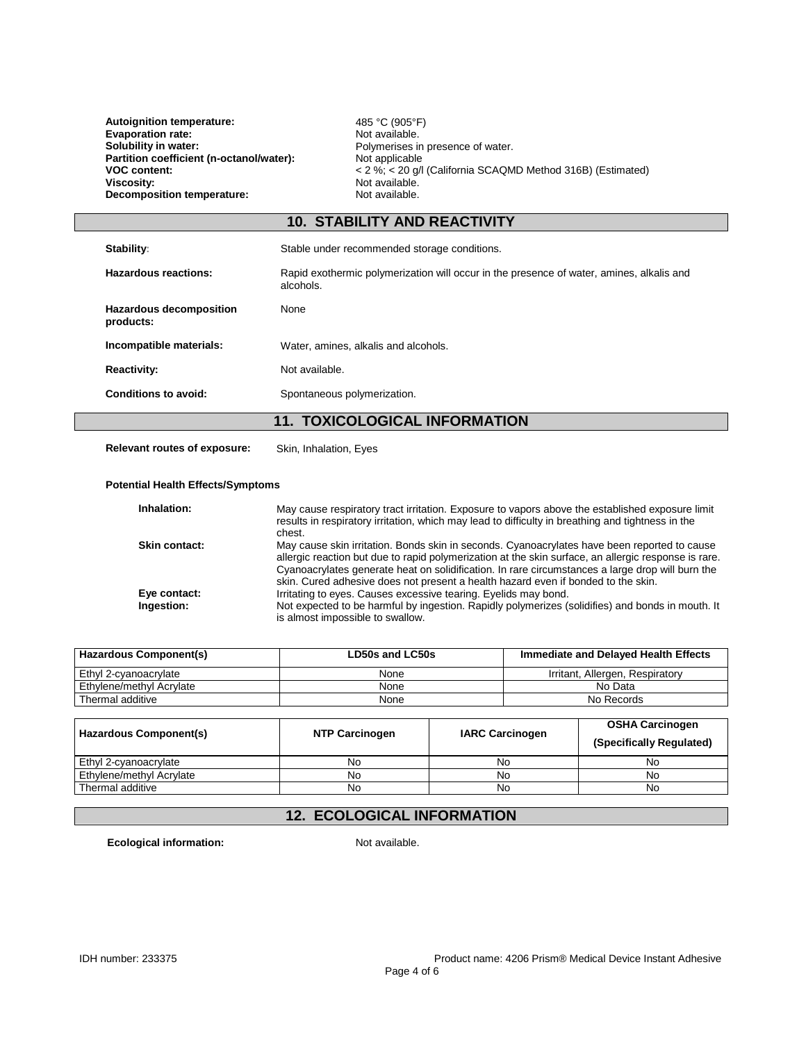**Autoignition temperature:** 485 °C (905°F)
**Evaporation rate:** Not available.
**Solubility in water:** Polymerises in presence of water.
**Partition coefficient (n-octanol/water):** Not applicable
**VOC content:** < 2 %; < 20 g/l (California SCAQMD Method 316B) (Estimated)
**Viscosity:** Not available.
**Decomposition temperature:** Not available.

## 10. STABILITY AND REACTIVITY

**Stability:** Stable under recommended storage conditions.

**Hazardous reactions:** Rapid exothermic polymerization will occur in the presence of water, amines, alkalis and alcohols.

**Hazardous decomposition products:** None

**Incompatible materials:** Water, amines, alkalis and alcohols.

**Reactivity:** Not available.

**Conditions to avoid:** Spontaneous polymerization.

## 11. TOXICOLOGICAL INFORMATION

**Relevant routes of exposure:** Skin, Inhalation, Eyes

**Potential Health Effects/Symptoms**

**Inhalation:** May cause respiratory tract irritation. Exposure to vapors above the established exposure limit results in respiratory irritation, which may lead to difficulty in breathing and tightness in the chest.

**Skin contact:** May cause skin irritation. Bonds skin in seconds. Cyanoacrylates have been reported to cause allergic reaction but due to rapid polymerization at the skin surface, an allergic response is rare. Cyanoacrylates generate heat on solidification. In rare circumstances a large drop will burn the skin. Cured adhesive does not present a health hazard even if bonded to the skin.

**Eye contact:** Irritating to eyes. Causes excessive tearing. Eyelids may bond.

**Ingestion:** Not expected to be harmful by ingestion. Rapidly polymerizes (solidifies) and bonds in mouth. It is almost impossible to swallow.

| Hazardous Component(s) | LD50s and LC50s | Immediate and Delayed Health Effects |
|---|---|---|
| Ethyl 2-cyanoacrylate | None | Irritant, Allergen, Respiratory |
| Ethylene/methyl Acrylate | None | No Data |
| Thermal additive | None | No Records |

| Hazardous Component(s) | NTP Carcinogen | IARC Carcinogen | OSHA Carcinogen (Specifically Regulated) |
|---|---|---|---|
| Ethyl 2-cyanoacrylate | No | No | No |
| Ethylene/methyl Acrylate | No | No | No |
| Thermal additive | No | No | No |

## 12. ECOLOGICAL INFORMATION

**Ecological information:** Not available.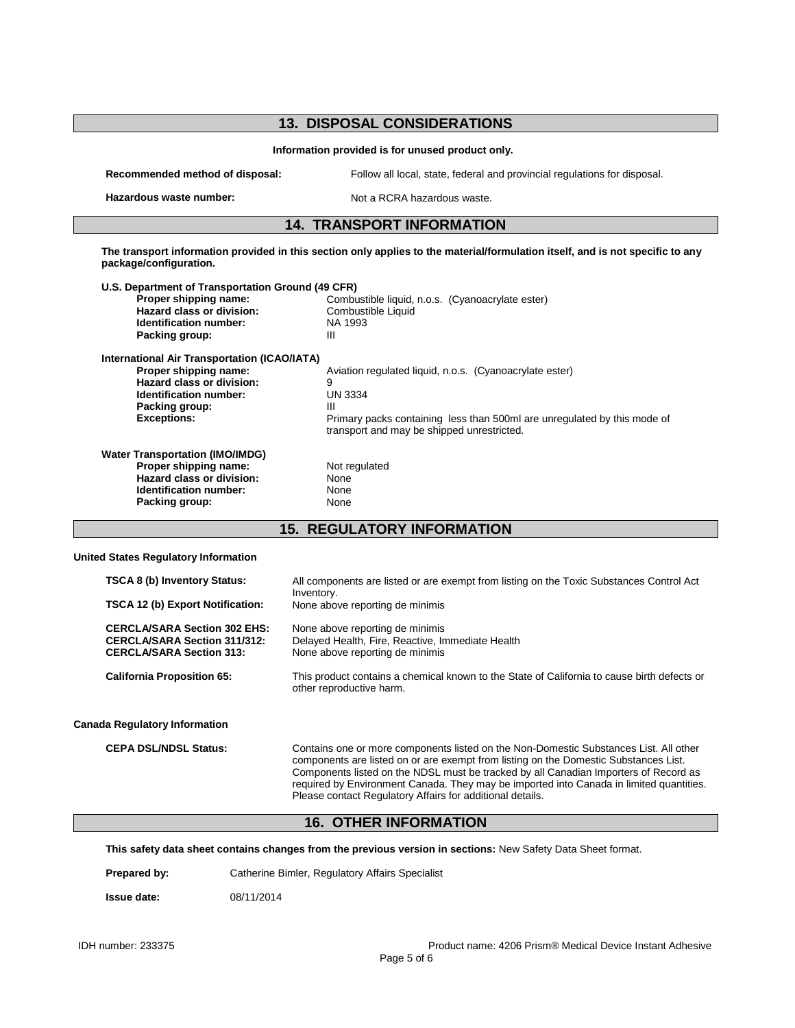## 13. DISPOSAL CONSIDERATIONS

**Information provided is for unused product only.**

**Recommended method of disposal:** Follow all local, state, federal and provincial regulations for disposal.

**Hazardous waste number:** Not a RCRA hazardous waste.

## 14. TRANSPORT INFORMATION

**The transport information provided in this section only applies to the material/formulation itself, and is not specific to any package/configuration.**

**U.S. Department of Transportation Ground (49 CFR)**

| | |
|---|---|
| **Proper shipping name:** | Combustible liquid, n.o.s. (Cyanoacrylate ester) |
| **Hazard class or division:** | Combustible Liquid |
| **Identification number:** | NA 1993 |
| **Packing group:** | III |

**International Air Transportation (ICAO/IATA)**

| | |
|---|---|
| **Proper shipping name:** | Aviation regulated liquid, n.o.s. (Cyanoacrylate ester) |
| **Hazard class or division:** | 9 |
| **Identification number:** | UN 3334 |
| **Packing group:** | III |
| **Exceptions:** | Primary packs containing less than 500ml are unregulated by this mode of transport and may be shipped unrestricted. |

**Water Transportation (IMO/IMDG)**

| | |
|---|---|
| **Proper shipping name:** | Not regulated |
| **Hazard class or division:** | None |
| **Identification number:** | None |
| **Packing group:** | None |

## 15. REGULATORY INFORMATION

**United States Regulatory Information**

| | |
|---|---|
| **TSCA 8 (b) Inventory Status:** | All components are listed or are exempt from listing on the Toxic Substances Control Act Inventory. |
| **TSCA 12 (b) Export Notification:** | None above reporting de minimis |
| **CERCLA/SARA Section 302 EHS:** | None above reporting de minimis |
| **CERCLA/SARA Section 311/312:** | Delayed Health, Fire, Reactive, Immediate Health |
| **CERCLA/SARA Section 313:** | None above reporting de minimis |
| **California Proposition 65:** | This product contains a chemical known to the State of California to cause birth defects or other reproductive harm. |

**Canada Regulatory Information**

**CEPA DSL/NDSL Status:** Contains one or more components listed on the Non-Domestic Substances List. All other components are listed on or are exempt from listing on the Domestic Substances List. Components listed on the NDSL must be tracked by all Canadian Importers of Record as required by Environment Canada. They may be imported into Canada in limited quantities. Please contact Regulatory Affairs for additional details.

## 16. OTHER INFORMATION

**This safety data sheet contains changes from the previous version in sections:** New Safety Data Sheet format.

**Prepared by:** Catherine Bimler, Regulatory Affairs Specialist

**Issue date:** 08/11/2014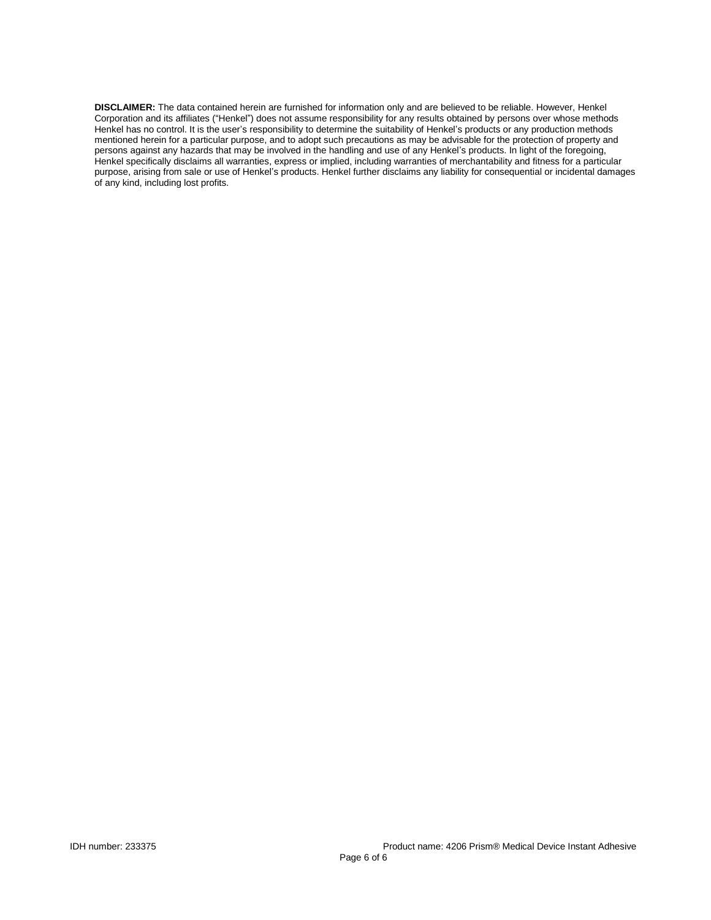**DISCLAIMER:** The data contained herein are furnished for information only and are believed to be reliable. However, Henkel Corporation and its affiliates ("Henkel") does not assume responsibility for any results obtained by persons over whose methods Henkel has no control. It is the user's responsibility to determine the suitability of Henkel's products or any production methods mentioned herein for a particular purpose, and to adopt such precautions as may be advisable for the protection of property and persons against any hazards that may be involved in the handling and use of any Henkel's products. In light of the foregoing, Henkel specifically disclaims all warranties, express or implied, including warranties of merchantability and fitness for a particular purpose, arising from sale or use of Henkel's products. Henkel further disclaims any liability for consequential or incidental damages of any kind, including lost profits.